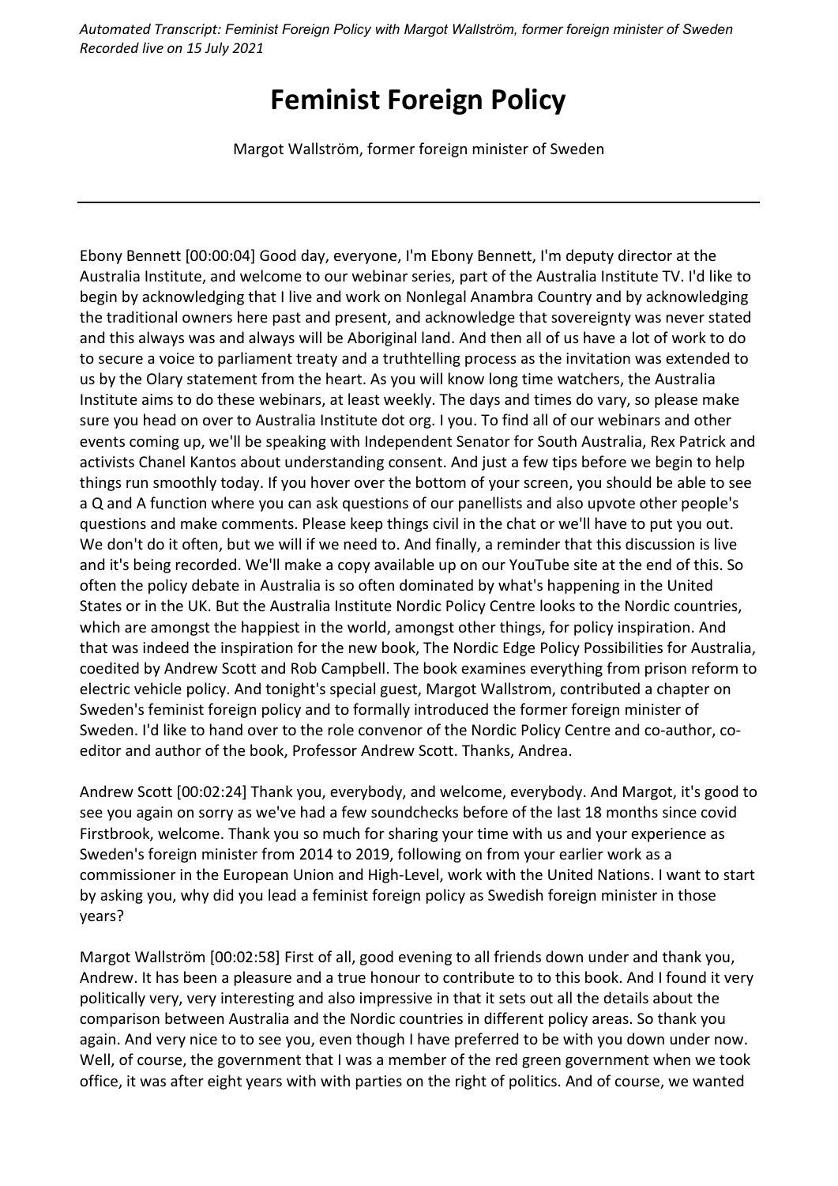*Automated Transcript: Feminist Foreign Policy with Margot Wallström, former foreign minister of Sweden*
*Recorded live on 15 July 2021*

# Feminist Foreign Policy

Margot Wallström, former foreign minister of Sweden

---

Ebony Bennett [00:00:04] Good day, everyone, I'm Ebony Bennett, I'm deputy director at the Australia Institute, and welcome to our webinar series, part of the Australia Institute TV. I'd like to begin by acknowledging that I live and work on Nonlegal Anambra Country and by acknowledging the traditional owners here past and present, and acknowledge that sovereignty was never stated and this always was and always will be Aboriginal land. And then all of us have a lot of work to do to secure a voice to parliament treaty and a truthtelling process as the invitation was extended to us by the Olary statement from the heart. As you will know long time watchers, the Australia Institute aims to do these webinars, at least weekly. The days and times do vary, so please make sure you head on over to Australia Institute dot org. I you. To find all of our webinars and other events coming up, we'll be speaking with Independent Senator for South Australia, Rex Patrick and activists Chanel Kantos about understanding consent. And just a few tips before we begin to help things run smoothly today. If you hover over the bottom of your screen, you should be able to see a Q and A function where you can ask questions of our panellists and also upvote other people's questions and make comments. Please keep things civil in the chat or we'll have to put you out. We don't do it often, but we will if we need to. And finally, a reminder that this discussion is live and it's being recorded. We'll make a copy available up on our YouTube site at the end of this. So often the policy debate in Australia is so often dominated by what's happening in the United States or in the UK. But the Australia Institute Nordic Policy Centre looks to the Nordic countries, which are amongst the happiest in the world, amongst other things, for policy inspiration. And that was indeed the inspiration for the new book, The Nordic Edge Policy Possibilities for Australia, coedited by Andrew Scott and Rob Campbell. The book examines everything from prison reform to electric vehicle policy. And tonight's special guest, Margot Wallstrom, contributed a chapter on Sweden's feminist foreign policy and to formally introduced the former foreign minister of Sweden. I'd like to hand over to the role convenor of the Nordic Policy Centre and co-author, co-editor and author of the book, Professor Andrew Scott. Thanks, Andrea.

Andrew Scott [00:02:24] Thank you, everybody, and welcome, everybody. And Margot, it's good to see you again on sorry as we've had a few soundchecks before of the last 18 months since covid Firstbrook, welcome. Thank you so much for sharing your time with us and your experience as Sweden's foreign minister from 2014 to 2019, following on from your earlier work as a commissioner in the European Union and High-Level, work with the United Nations. I want to start by asking you, why did you lead a feminist foreign policy as Swedish foreign minister in those years?

Margot Wallström [00:02:58] First of all, good evening to all friends down under and thank you, Andrew. It has been a pleasure and a true honour to contribute to to this book. And I found it very politically very, very interesting and also impressive in that it sets out all the details about the comparison between Australia and the Nordic countries in different policy areas. So thank you again. And very nice to to see you, even though I have preferred to be with you down under now. Well, of course, the government that I was a member of the red green government when we took office, it was after eight years with with parties on the right of politics. And of course, we wanted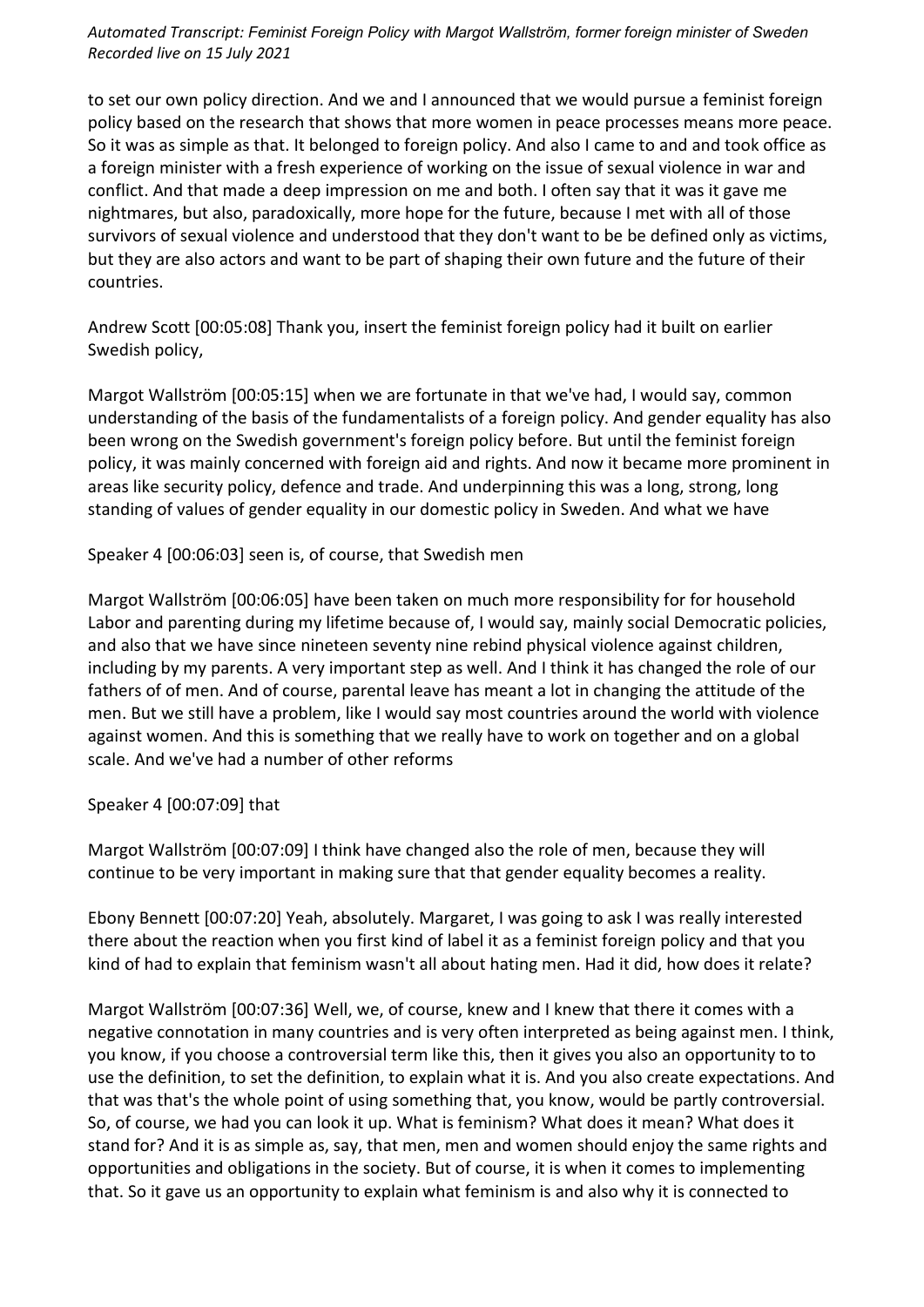to set our own policy direction. And we and I announced that we would pursue a feminist foreign policy based on the research that shows that more women in peace processes means more peace. So it was as simple as that. It belonged to foreign policy. And also I came to and and took office as a foreign minister with a fresh experience of working on the issue of sexual violence in war and conflict. And that made a deep impression on me and both. I often say that it was it gave me nightmares, but also, paradoxically, more hope for the future, because I met with all of those survivors of sexual violence and understood that they don't want to be be defined only as victims, but they are also actors and want to be part of shaping their own future and the future of their countries.

Andrew Scott [00:05:08] Thank you, insert the feminist foreign policy had it built on earlier Swedish policy,

Margot Wallström [00:05:15] when we are fortunate in that we've had, I would say, common understanding of the basis of the fundamentalists of a foreign policy. And gender equality has also been wrong on the Swedish government's foreign policy before. But until the feminist foreign policy, it was mainly concerned with foreign aid and rights. And now it became more prominent in areas like security policy, defence and trade. And underpinning this was a long, strong, long standing of values of gender equality in our domestic policy in Sweden. And what we have

Speaker 4 [00:06:03] seen is, of course, that Swedish men

Margot Wallström [00:06:05] have been taken on much more responsibility for for household Labor and parenting during my lifetime because of, I would say, mainly social Democratic policies, and also that we have since nineteen seventy nine rebind physical violence against children, including by my parents. A very important step as well. And I think it has changed the role of our fathers of of men. And of course, parental leave has meant a lot in changing the attitude of the men. But we still have a problem, like I would say most countries around the world with violence against women. And this is something that we really have to work on together and on a global scale. And we've had a number of other reforms

Speaker 4 [00:07:09] that

Margot Wallström [00:07:09] I think have changed also the role of men, because they will continue to be very important in making sure that that gender equality becomes a reality.

Ebony Bennett [00:07:20] Yeah, absolutely. Margaret, I was going to ask I was really interested there about the reaction when you first kind of label it as a feminist foreign policy and that you kind of had to explain that feminism wasn't all about hating men. Had it did, how does it relate?

Margot Wallström [00:07:36] Well, we, of course, knew and I knew that there it comes with a negative connotation in many countries and is very often interpreted as being against men. I think, you know, if you choose a controversial term like this, then it gives you also an opportunity to to use the definition, to set the definition, to explain what it is. And you also create expectations. And that was that's the whole point of using something that, you know, would be partly controversial. So, of course, we had you can look it up. What is feminism? What does it mean? What does it stand for? And it is as simple as, say, that men, men and women should enjoy the same rights and opportunities and obligations in the society. But of course, it is when it comes to implementing that. So it gave us an opportunity to explain what feminism is and also why it is connected to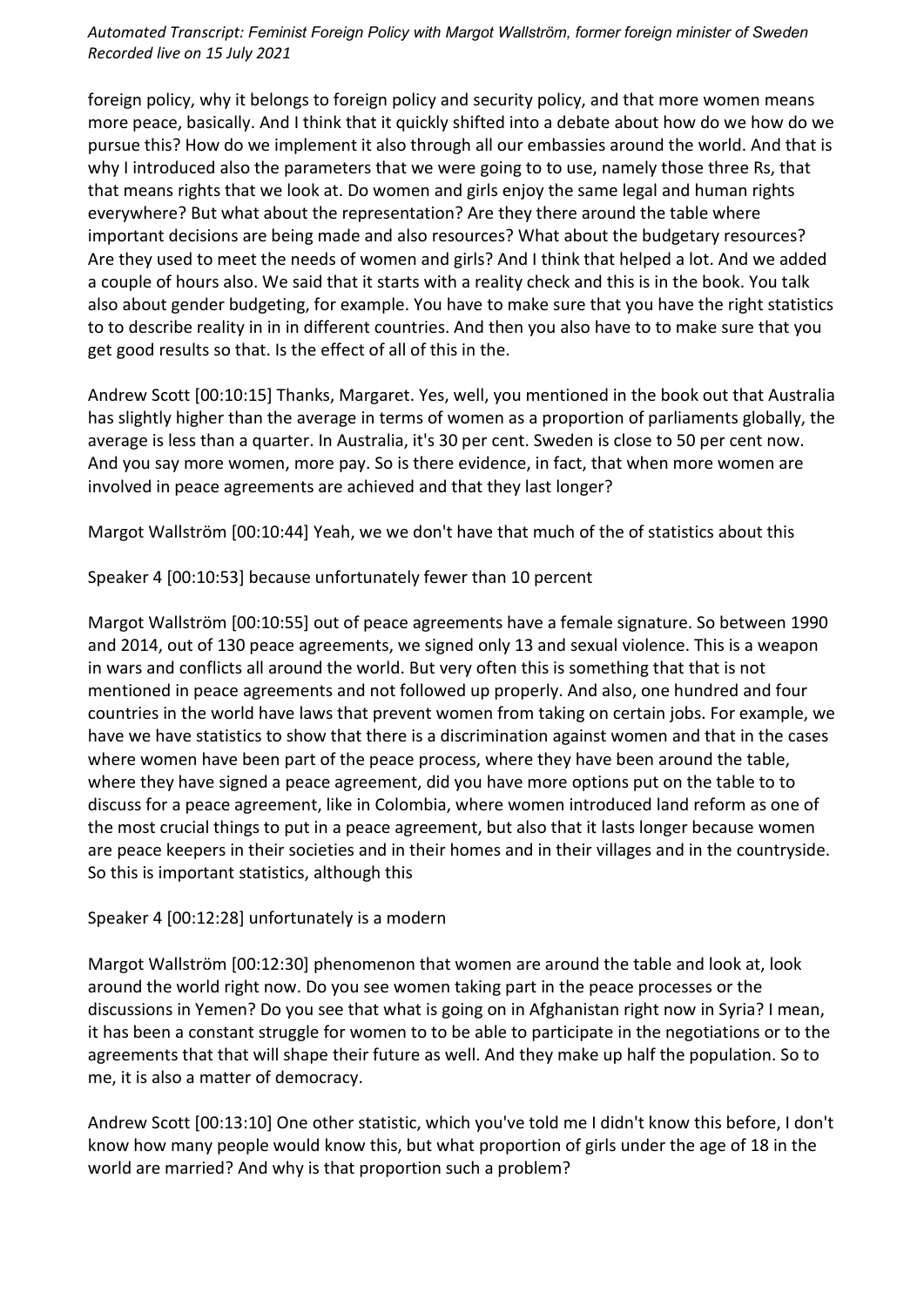foreign policy, why it belongs to foreign policy and security policy, and that more women means more peace, basically. And I think that it quickly shifted into a debate about how do we how do we pursue this? How do we implement it also through all our embassies around the world. And that is why I introduced also the parameters that we were going to to use, namely those three Rs, that that means rights that we look at. Do women and girls enjoy the same legal and human rights everywhere? But what about the representation? Are they there around the table where important decisions are being made and also resources? What about the budgetary resources? Are they used to meet the needs of women and girls? And I think that helped a lot. And we added a couple of hours also. We said that it starts with a reality check and this is in the book. You talk also about gender budgeting, for example. You have to make sure that you have the right statistics to to describe reality in in in different countries. And then you also have to to make sure that you get good results so that. Is the effect of all of this in the.

Andrew Scott [00:10:15] Thanks, Margaret. Yes, well, you mentioned in the book out that Australia has slightly higher than the average in terms of women as a proportion of parliaments globally, the average is less than a quarter. In Australia, it's 30 per cent. Sweden is close to 50 per cent now. And you say more women, more pay. So is there evidence, in fact, that when more women are involved in peace agreements are achieved and that they last longer?

Margot Wallström [00:10:44] Yeah, we we don't have that much of the of statistics about this

Speaker 4 [00:10:53] because unfortunately fewer than 10 percent

Margot Wallström [00:10:55] out of peace agreements have a female signature. So between 1990 and 2014, out of 130 peace agreements, we signed only 13 and sexual violence. This is a weapon in wars and conflicts all around the world. But very often this is something that that is not mentioned in peace agreements and not followed up properly. And also, one hundred and four countries in the world have laws that prevent women from taking on certain jobs. For example, we have we have statistics to show that there is a discrimination against women and that in the cases where women have been part of the peace process, where they have been around the table, where they have signed a peace agreement, did you have more options put on the table to to discuss for a peace agreement, like in Colombia, where women introduced land reform as one of the most crucial things to put in a peace agreement, but also that it lasts longer because women are peace keepers in their societies and in their homes and in their villages and in the countryside. So this is important statistics, although this

Speaker 4 [00:12:28] unfortunately is a modern

Margot Wallström [00:12:30] phenomenon that women are around the table and look at, look around the world right now. Do you see women taking part in the peace processes or the discussions in Yemen? Do you see that what is going on in Afghanistan right now in Syria? I mean, it has been a constant struggle for women to to be able to participate in the negotiations or to the agreements that that will shape their future as well. And they make up half the population. So to me, it is also a matter of democracy.

Andrew Scott [00:13:10] One other statistic, which you've told me I didn't know this before, I don't know how many people would know this, but what proportion of girls under the age of 18 in the world are married? And why is that proportion such a problem?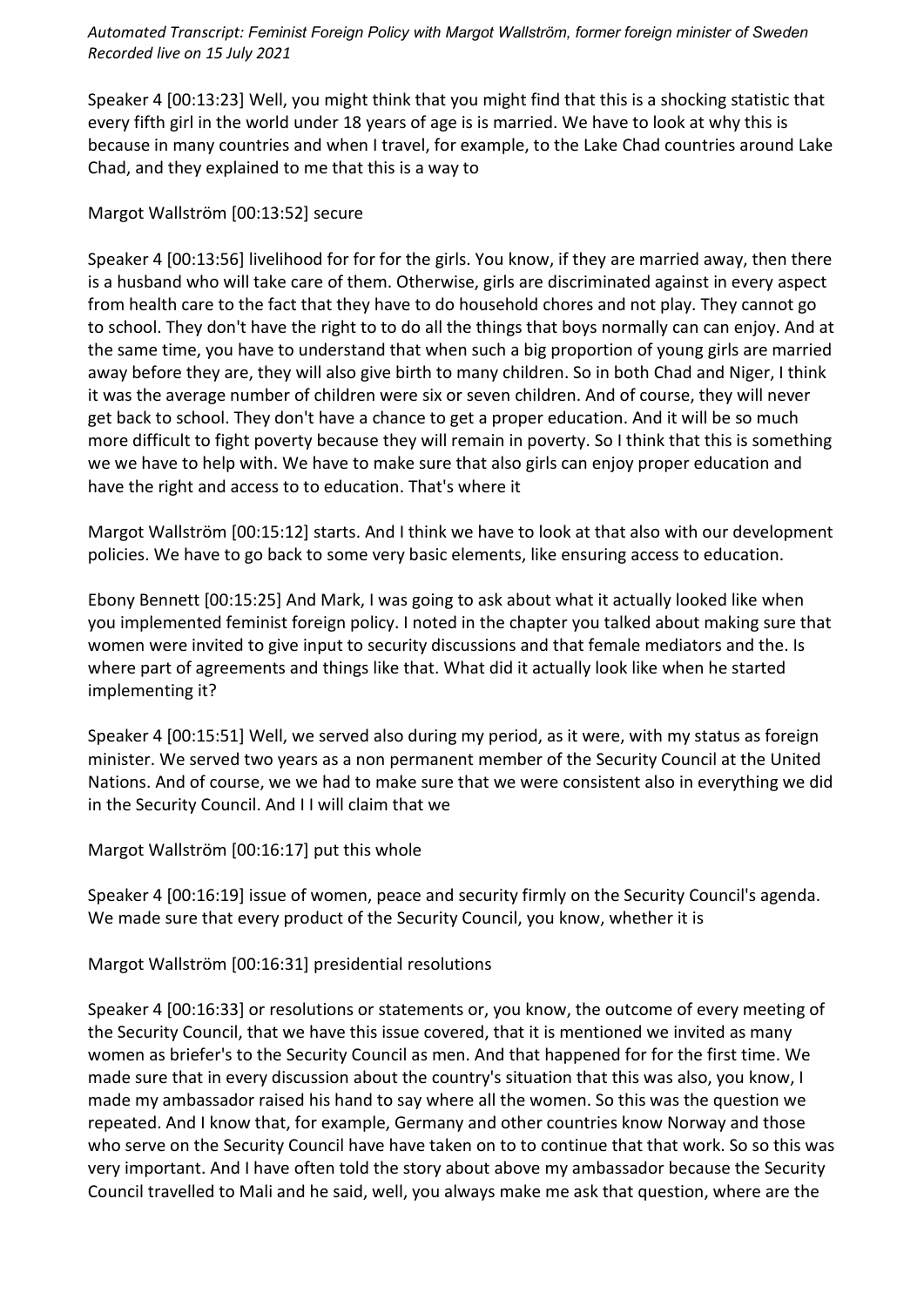*Automated Transcript: Feminist Foreign Policy with Margot Wallström, former foreign minister of Sweden*
*Recorded live on 15 July 2021*

Speaker 4 [00:13:23] Well, you might think that you might find that this is a shocking statistic that every fifth girl in the world under 18 years of age is is married. We have to look at why this is because in many countries and when I travel, for example, to the Lake Chad countries around Lake Chad, and they explained to me that this is a way to

Margot Wallström [00:13:52] secure

Speaker 4 [00:13:56] livelihood for for for the girls. You know, if they are married away, then there is a husband who will take care of them. Otherwise, girls are discriminated against in every aspect from health care to the fact that they have to do household chores and not play. They cannot go to school. They don't have the right to to do all the things that boys normally can can enjoy. And at the same time, you have to understand that when such a big proportion of young girls are married away before they are, they will also give birth to many children. So in both Chad and Niger, I think it was the average number of children were six or seven children. And of course, they will never get back to school. They don't have a chance to get a proper education. And it will be so much more difficult to fight poverty because they will remain in poverty. So I think that this is something we we have to help with. We have to make sure that also girls can enjoy proper education and have the right and access to to education. That's where it

Margot Wallström [00:15:12] starts. And I think we have to look at that also with our development policies. We have to go back to some very basic elements, like ensuring access to education.

Ebony Bennett [00:15:25] And Mark, I was going to ask about what it actually looked like when you implemented feminist foreign policy. I noted in the chapter you talked about making sure that women were invited to give input to security discussions and that female mediators and the. Is where part of agreements and things like that. What did it actually look like when he started implementing it?

Speaker 4 [00:15:51] Well, we served also during my period, as it were, with my status as foreign minister. We served two years as a non permanent member of the Security Council at the United Nations. And of course, we we had to make sure that we were consistent also in everything we did in the Security Council. And I I will claim that we

Margot Wallström [00:16:17] put this whole

Speaker 4 [00:16:19] issue of women, peace and security firmly on the Security Council's agenda. We made sure that every product of the Security Council, you know, whether it is

Margot Wallström [00:16:31] presidential resolutions

Speaker 4 [00:16:33] or resolutions or statements or, you know, the outcome of every meeting of the Security Council, that we have this issue covered, that it is mentioned we invited as many women as briefer's to the Security Council as men. And that happened for for the first time. We made sure that in every discussion about the country's situation that this was also, you know, I made my ambassador raised his hand to say where all the women. So this was the question we repeated. And I know that, for example, Germany and other countries know Norway and those who serve on the Security Council have have taken on to to continue that that work. So so this was very important. And I have often told the story about above my ambassador because the Security Council travelled to Mali and he said, well, you always make me ask that question, where are the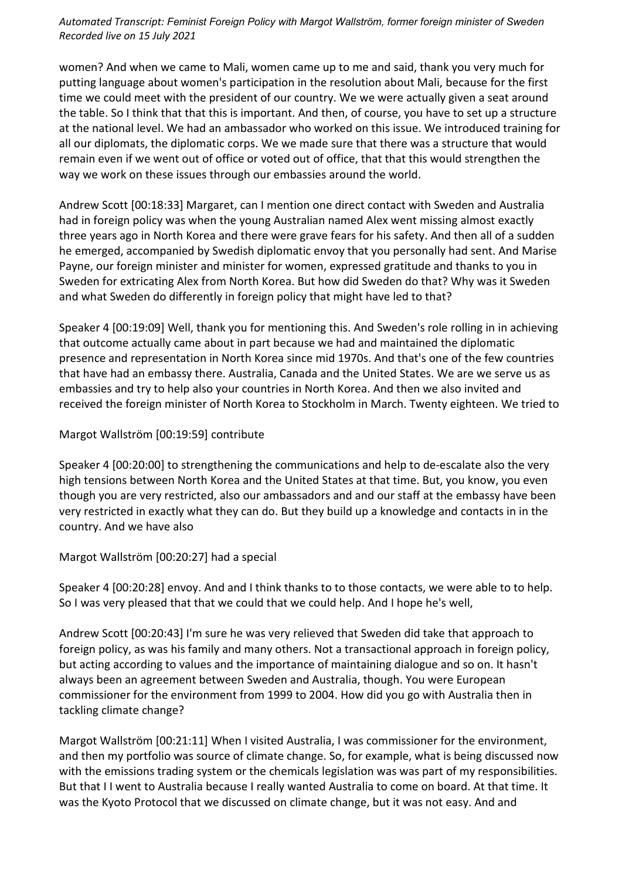women? And when we came to Mali, women came up to me and said, thank you very much for putting language about women's participation in the resolution about Mali, because for the first time we could meet with the president of our country. We we were actually given a seat around the table. So I think that that this is important. And then, of course, you have to set up a structure at the national level. We had an ambassador who worked on this issue. We introduced training for all our diplomats, the diplomatic corps. We we made sure that there was a structure that would remain even if we went out of office or voted out of office, that that this would strengthen the way we work on these issues through our embassies around the world.

Andrew Scott [00:18:33] Margaret, can I mention one direct contact with Sweden and Australia had in foreign policy was when the young Australian named Alex went missing almost exactly three years ago in North Korea and there were grave fears for his safety. And then all of a sudden he emerged, accompanied by Swedish diplomatic envoy that you personally had sent. And Marise Payne, our foreign minister and minister for women, expressed gratitude and thanks to you in Sweden for extricating Alex from North Korea. But how did Sweden do that? Why was it Sweden and what Sweden do differently in foreign policy that might have led to that?

Speaker 4 [00:19:09] Well, thank you for mentioning this. And Sweden's role rolling in in achieving that outcome actually came about in part because we had and maintained the diplomatic presence and representation in North Korea since mid 1970s. And that's one of the few countries that have had an embassy there. Australia, Canada and the United States. We are we serve us as embassies and try to help also your countries in North Korea. And then we also invited and received the foreign minister of North Korea to Stockholm in March. Twenty eighteen. We tried to

Margot Wallström [00:19:59] contribute

Speaker 4 [00:20:00] to strengthening the communications and help to de-escalate also the very high tensions between North Korea and the United States at that time. But, you know, you even though you are very restricted, also our ambassadors and and our staff at the embassy have been very restricted in exactly what they can do. But they build up a knowledge and contacts in in the country. And we have also

Margot Wallström [00:20:27] had a special

Speaker 4 [00:20:28] envoy. And and I think thanks to to those contacts, we were able to to help. So I was very pleased that that we could that we could help. And I hope he's well,

Andrew Scott [00:20:43] I'm sure he was very relieved that Sweden did take that approach to foreign policy, as was his family and many others. Not a transactional approach in foreign policy, but acting according to values and the importance of maintaining dialogue and so on. It hasn't always been an agreement between Sweden and Australia, though. You were European commissioner for the environment from 1999 to 2004. How did you go with Australia then in tackling climate change?

Margot Wallström [00:21:11] When I visited Australia, I was commissioner for the environment, and then my portfolio was source of climate change. So, for example, what is being discussed now with the emissions trading system or the chemicals legislation was was part of my responsibilities. But that I I went to Australia because I really wanted Australia to come on board. At that time. It was the Kyoto Protocol that we discussed on climate change, but it was not easy. And and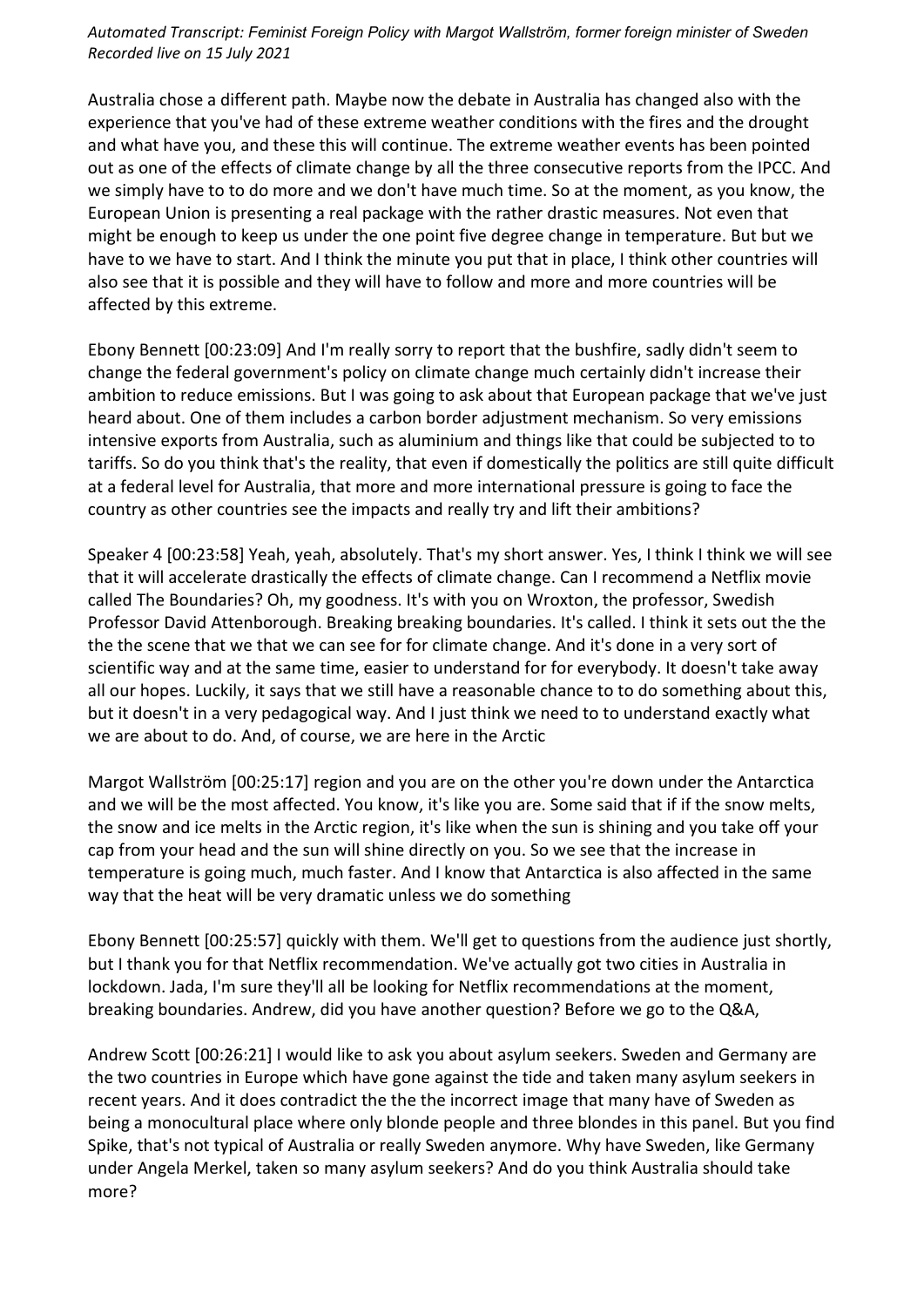Australia chose a different path. Maybe now the debate in Australia has changed also with the experience that you've had of these extreme weather conditions with the fires and the drought and what have you, and these this will continue. The extreme weather events has been pointed out as one of the effects of climate change by all the three consecutive reports from the IPCC. And we simply have to to do more and we don't have much time. So at the moment, as you know, the European Union is presenting a real package with the rather drastic measures. Not even that might be enough to keep us under the one point five degree change in temperature. But but we have to we have to start. And I think the minute you put that in place, I think other countries will also see that it is possible and they will have to follow and more and more countries will be affected by this extreme.

Ebony Bennett [00:23:09] And I'm really sorry to report that the bushfire, sadly didn't seem to change the federal government's policy on climate change much certainly didn't increase their ambition to reduce emissions. But I was going to ask about that European package that we've just heard about. One of them includes a carbon border adjustment mechanism. So very emissions intensive exports from Australia, such as aluminium and things like that could be subjected to to tariffs. So do you think that's the reality, that even if domestically the politics are still quite difficult at a federal level for Australia, that more and more international pressure is going to face the country as other countries see the impacts and really try and lift their ambitions?

Speaker 4 [00:23:58] Yeah, yeah, absolutely. That's my short answer. Yes, I think I think we will see that it will accelerate drastically the effects of climate change. Can I recommend a Netflix movie called The Boundaries? Oh, my goodness. It's with you on Wroxton, the professor, Swedish Professor David Attenborough. Breaking breaking boundaries. It's called. I think it sets out the the the the scene that we that we can see for for climate change. And it's done in a very sort of scientific way and at the same time, easier to understand for for everybody. It doesn't take away all our hopes. Luckily, it says that we still have a reasonable chance to to do something about this, but it doesn't in a very pedagogical way. And I just think we need to to understand exactly what we are about to do. And, of course, we are here in the Arctic

Margot Wallström [00:25:17] region and you are on the other you're down under the Antarctica and we will be the most affected. You know, it's like you are. Some said that if if the snow melts, the snow and ice melts in the Arctic region, it's like when the sun is shining and you take off your cap from your head and the sun will shine directly on you. So we see that the increase in temperature is going much, much faster. And I know that Antarctica is also affected in the same way that the heat will be very dramatic unless we do something

Ebony Bennett [00:25:57] quickly with them. We'll get to questions from the audience just shortly, but I thank you for that Netflix recommendation. We've actually got two cities in Australia in lockdown. Jada, I'm sure they'll all be looking for Netflix recommendations at the moment, breaking boundaries. Andrew, did you have another question? Before we go to the Q&A,

Andrew Scott [00:26:21] I would like to ask you about asylum seekers. Sweden and Germany are the two countries in Europe which have gone against the tide and taken many asylum seekers in recent years. And it does contradict the the the incorrect image that many have of Sweden as being a monocultural place where only blonde people and three blondes in this panel. But you find Spike, that's not typical of Australia or really Sweden anymore. Why have Sweden, like Germany under Angela Merkel, taken so many asylum seekers? And do you think Australia should take more?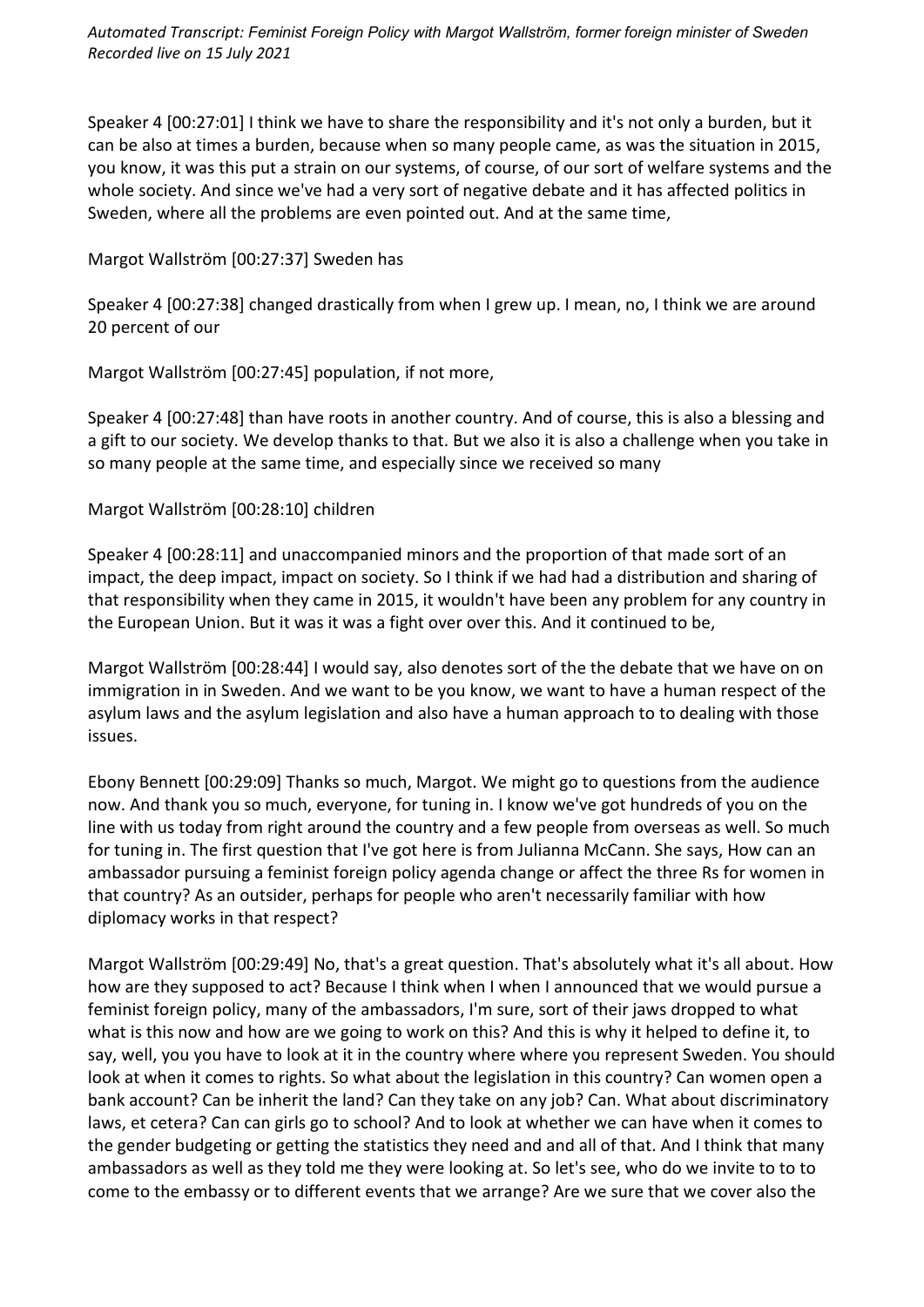Speaker 4 [00:27:01] I think we have to share the responsibility and it's not only a burden, but it can be also at times a burden, because when so many people came, as was the situation in 2015, you know, it was this put a strain on our systems, of course, of our sort of welfare systems and the whole society. And since we've had a very sort of negative debate and it has affected politics in Sweden, where all the problems are even pointed out. And at the same time,

Margot Wallström [00:27:37] Sweden has

Speaker 4 [00:27:38] changed drastically from when I grew up. I mean, no, I think we are around 20 percent of our

Margot Wallström [00:27:45] population, if not more,

Speaker 4 [00:27:48] than have roots in another country. And of course, this is also a blessing and a gift to our society. We develop thanks to that. But we also it is also a challenge when you take in so many people at the same time, and especially since we received so many

Margot Wallström [00:28:10] children

Speaker 4 [00:28:11] and unaccompanied minors and the proportion of that made sort of an impact, the deep impact, impact on society. So I think if we had had a distribution and sharing of that responsibility when they came in 2015, it wouldn't have been any problem for any country in the European Union. But it was it was a fight over over this. And it continued to be,

Margot Wallström [00:28:44] I would say, also denotes sort of the the debate that we have on on immigration in in Sweden. And we want to be you know, we want to have a human respect of the asylum laws and the asylum legislation and also have a human approach to to dealing with those issues.

Ebony Bennett [00:29:09] Thanks so much, Margot. We might go to questions from the audience now. And thank you so much, everyone, for tuning in. I know we've got hundreds of you on the line with us today from right around the country and a few people from overseas as well. So much for tuning in. The first question that I've got here is from Julianna McCann. She says, How can an ambassador pursuing a feminist foreign policy agenda change or affect the three Rs for women in that country? As an outsider, perhaps for people who aren't necessarily familiar with how diplomacy works in that respect?

Margot Wallström [00:29:49] No, that's a great question. That's absolutely what it's all about. How how are they supposed to act? Because I think when I when I announced that we would pursue a feminist foreign policy, many of the ambassadors, I'm sure, sort of their jaws dropped to what what is this now and how are we going to work on this? And this is why it helped to define it, to say, well, you you have to look at it in the country where where you represent Sweden. You should look at when it comes to rights. So what about the legislation in this country? Can women open a bank account? Can be inherit the land? Can they take on any job? Can. What about discriminatory laws, et cetera? Can can girls go to school? And to look at whether we can have when it comes to the gender budgeting or getting the statistics they need and and all of that. And I think that many ambassadors as well as they told me they were looking at. So let's see, who do we invite to to to come to the embassy or to different events that we arrange? Are we sure that we cover also the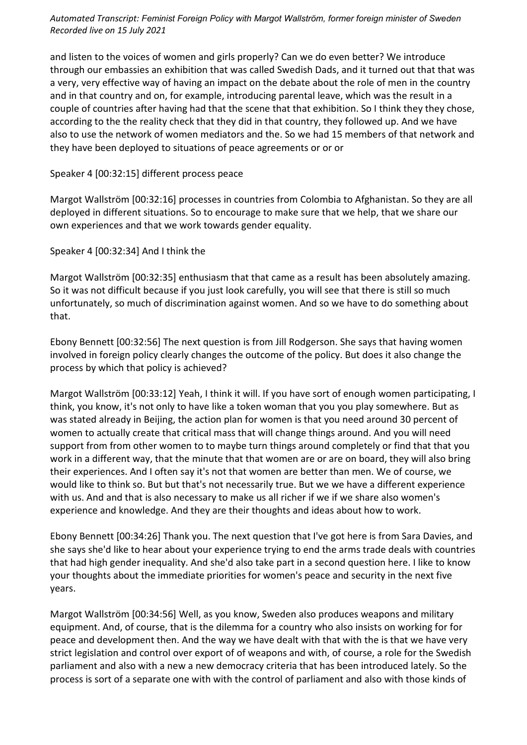and listen to the voices of women and girls properly? Can we do even better? We introduce through our embassies an exhibition that was called Swedish Dads, and it turned out that that was a very, very effective way of having an impact on the debate about the role of men in the country and in that country and on, for example, introducing parental leave, which was the result in a couple of countries after having had that the scene that that exhibition. So I think they they chose, according to the the reality check that they did in that country, they followed up. And we have also to use the network of women mediators and the. So we had 15 members of that network and they have been deployed to situations of peace agreements or or or

Speaker 4 [00:32:15] different process peace

Margot Wallström [00:32:16] processes in countries from Colombia to Afghanistan. So they are all deployed in different situations. So to encourage to make sure that we help, that we share our own experiences and that we work towards gender equality.

Speaker 4 [00:32:34] And I think the

Margot Wallström [00:32:35] enthusiasm that that came as a result has been absolutely amazing. So it was not difficult because if you just look carefully, you will see that there is still so much unfortunately, so much of discrimination against women. And so we have to do something about that.

Ebony Bennett [00:32:56] The next question is from Jill Rodgerson. She says that having women involved in foreign policy clearly changes the outcome of the policy. But does it also change the process by which that policy is achieved?

Margot Wallström [00:33:12] Yeah, I think it will. If you have sort of enough women participating, I think, you know, it's not only to have like a token woman that you you play somewhere. But as was stated already in Beijing, the action plan for women is that you need around 30 percent of women to actually create that critical mass that will change things around. And you will need support from from other women to to maybe turn things around completely or find that that you work in a different way, that the minute that that women are or are on board, they will also bring their experiences. And I often say it's not that women are better than men. We of course, we would like to think so. But but that's not necessarily true. But we we have a different experience with us. And and that is also necessary to make us all richer if we if we share also women's experience and knowledge. And they are their thoughts and ideas about how to work.

Ebony Bennett [00:34:26] Thank you. The next question that I've got here is from Sara Davies, and she says she'd like to hear about your experience trying to end the arms trade deals with countries that had high gender inequality. And she'd also take part in a second question here. I like to know your thoughts about the immediate priorities for women's peace and security in the next five years.

Margot Wallström [00:34:56] Well, as you know, Sweden also produces weapons and military equipment. And, of course, that is the dilemma for a country who also insists on working for for peace and development then. And the way we have dealt with that with the is that we have very strict legislation and control over export of of weapons and with, of course, a role for the Swedish parliament and also with a new a new democracy criteria that has been introduced lately. So the process is sort of a separate one with with the control of parliament and also with those kinds of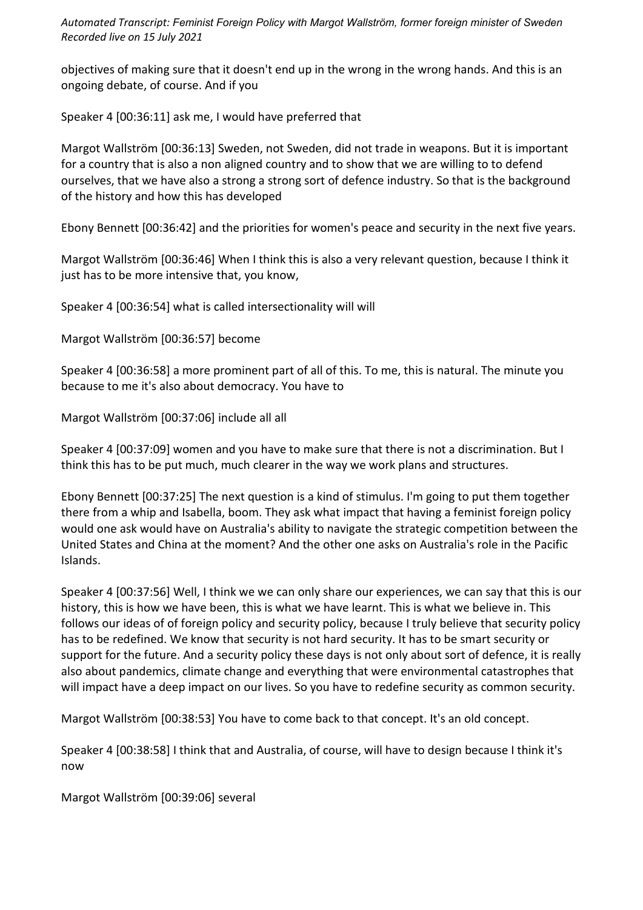objectives of making sure that it doesn't end up in the wrong in the wrong hands. And this is an ongoing debate, of course. And if you

Speaker 4 [00:36:11] ask me, I would have preferred that

Margot Wallström [00:36:13] Sweden, not Sweden, did not trade in weapons. But it is important for a country that is also a non aligned country and to show that we are willing to to defend ourselves, that we have also a strong a strong sort of defence industry. So that is the background of the history and how this has developed

Ebony Bennett [00:36:42] and the priorities for women's peace and security in the next five years.

Margot Wallström [00:36:46] When I think this is also a very relevant question, because I think it just has to be more intensive that, you know,

Speaker 4 [00:36:54] what is called intersectionality will will

Margot Wallström [00:36:57] become

Speaker 4 [00:36:58] a more prominent part of all of this. To me, this is natural. The minute you because to me it's also about democracy. You have to

Margot Wallström [00:37:06] include all all

Speaker 4 [00:37:09] women and you have to make sure that there is not a discrimination. But I think this has to be put much, much clearer in the way we work plans and structures.

Ebony Bennett [00:37:25] The next question is a kind of stimulus. I'm going to put them together there from a whip and Isabella, boom. They ask what impact that having a feminist foreign policy would one ask would have on Australia's ability to navigate the strategic competition between the United States and China at the moment? And the other one asks on Australia's role in the Pacific Islands.

Speaker 4 [00:37:56] Well, I think we we can only share our experiences, we can say that this is our history, this is how we have been, this is what we have learnt. This is what we believe in. This follows our ideas of of foreign policy and security policy, because I truly believe that security policy has to be redefined. We know that security is not hard security. It has to be smart security or support for the future. And a security policy these days is not only about sort of defence, it is really also about pandemics, climate change and everything that were environmental catastrophes that will impact have a deep impact on our lives. So you have to redefine security as common security.

Margot Wallström [00:38:53] You have to come back to that concept. It's an old concept.

Speaker 4 [00:38:58] I think that and Australia, of course, will have to design because I think it's now

Margot Wallström [00:39:06] several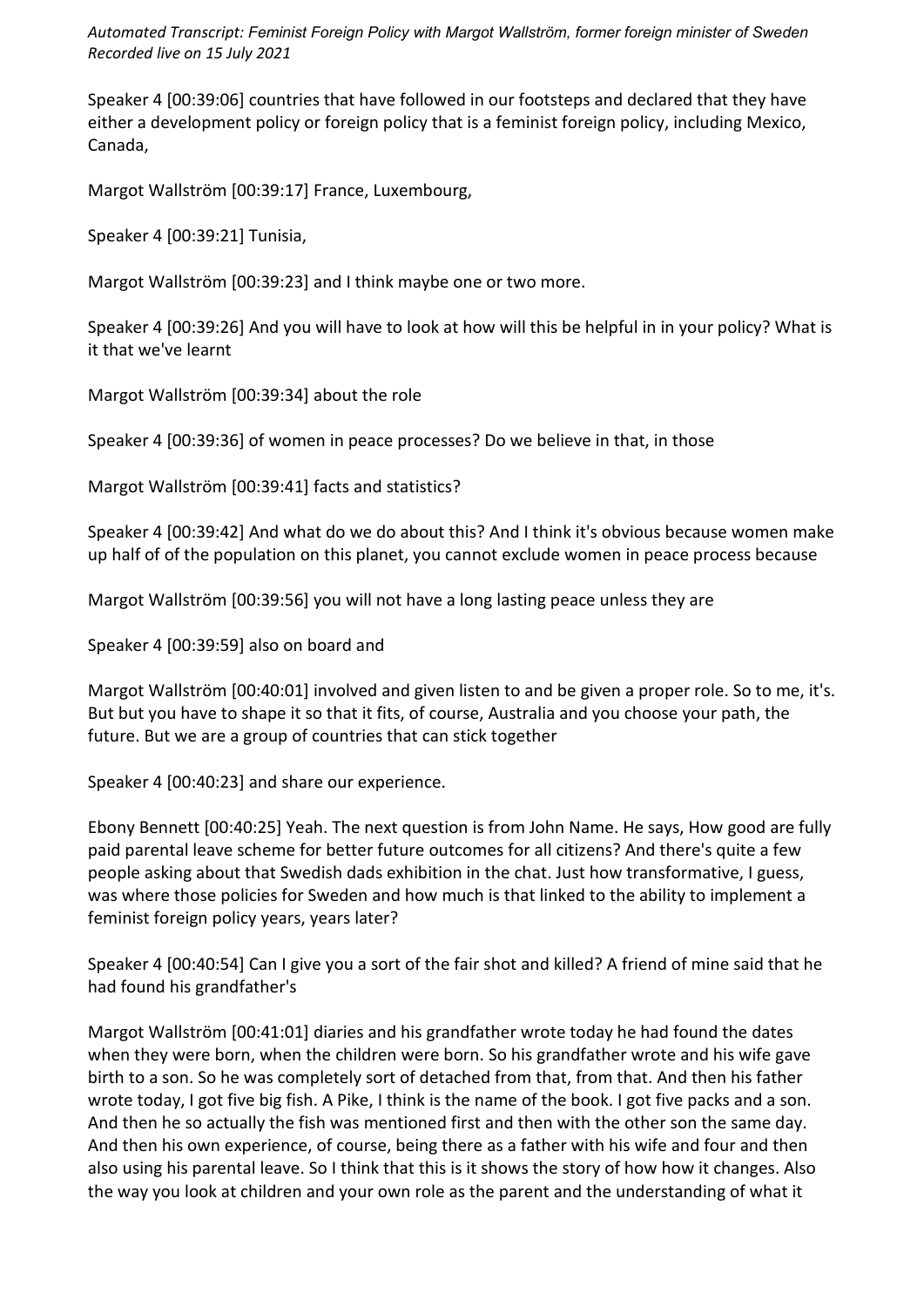*Automated Transcript: Feminist Foreign Policy with Margot Wallström, former foreign minister of Sweden Recorded live on 15 July 2021*

Speaker 4 [00:39:06] countries that have followed in our footsteps and declared that they have either a development policy or foreign policy that is a feminist foreign policy, including Mexico, Canada,

Margot Wallström [00:39:17] France, Luxembourg,

Speaker 4 [00:39:21] Tunisia,

Margot Wallström [00:39:23] and I think maybe one or two more.

Speaker 4 [00:39:26] And you will have to look at how will this be helpful in in your policy? What is it that we've learnt

Margot Wallström [00:39:34] about the role

Speaker 4 [00:39:36] of women in peace processes? Do we believe in that, in those

Margot Wallström [00:39:41] facts and statistics?

Speaker 4 [00:39:42] And what do we do about this? And I think it's obvious because women make up half of of the population on this planet, you cannot exclude women in peace process because

Margot Wallström [00:39:56] you will not have a long lasting peace unless they are

Speaker 4 [00:39:59] also on board and

Margot Wallström [00:40:01] involved and given listen to and be given a proper role. So to me, it's. But but you have to shape it so that it fits, of course, Australia and you choose your path, the future. But we are a group of countries that can stick together

Speaker 4 [00:40:23] and share our experience.

Ebony Bennett [00:40:25] Yeah. The next question is from John Name. He says, How good are fully paid parental leave scheme for better future outcomes for all citizens? And there's quite a few people asking about that Swedish dads exhibition in the chat. Just how transformative, I guess, was where those policies for Sweden and how much is that linked to the ability to implement a feminist foreign policy years, years later?

Speaker 4 [00:40:54] Can I give you a sort of the fair shot and killed? A friend of mine said that he had found his grandfather's

Margot Wallström [00:41:01] diaries and his grandfather wrote today he had found the dates when they were born, when the children were born. So his grandfather wrote and his wife gave birth to a son. So he was completely sort of detached from that, from that. And then his father wrote today, I got five big fish. A Pike, I think is the name of the book. I got five packs and a son. And then he so actually the fish was mentioned first and then with the other son the same day. And then his own experience, of course, being there as a father with his wife and four and then also using his parental leave. So I think that this is it shows the story of how how it changes. Also the way you look at children and your own role as the parent and the understanding of what it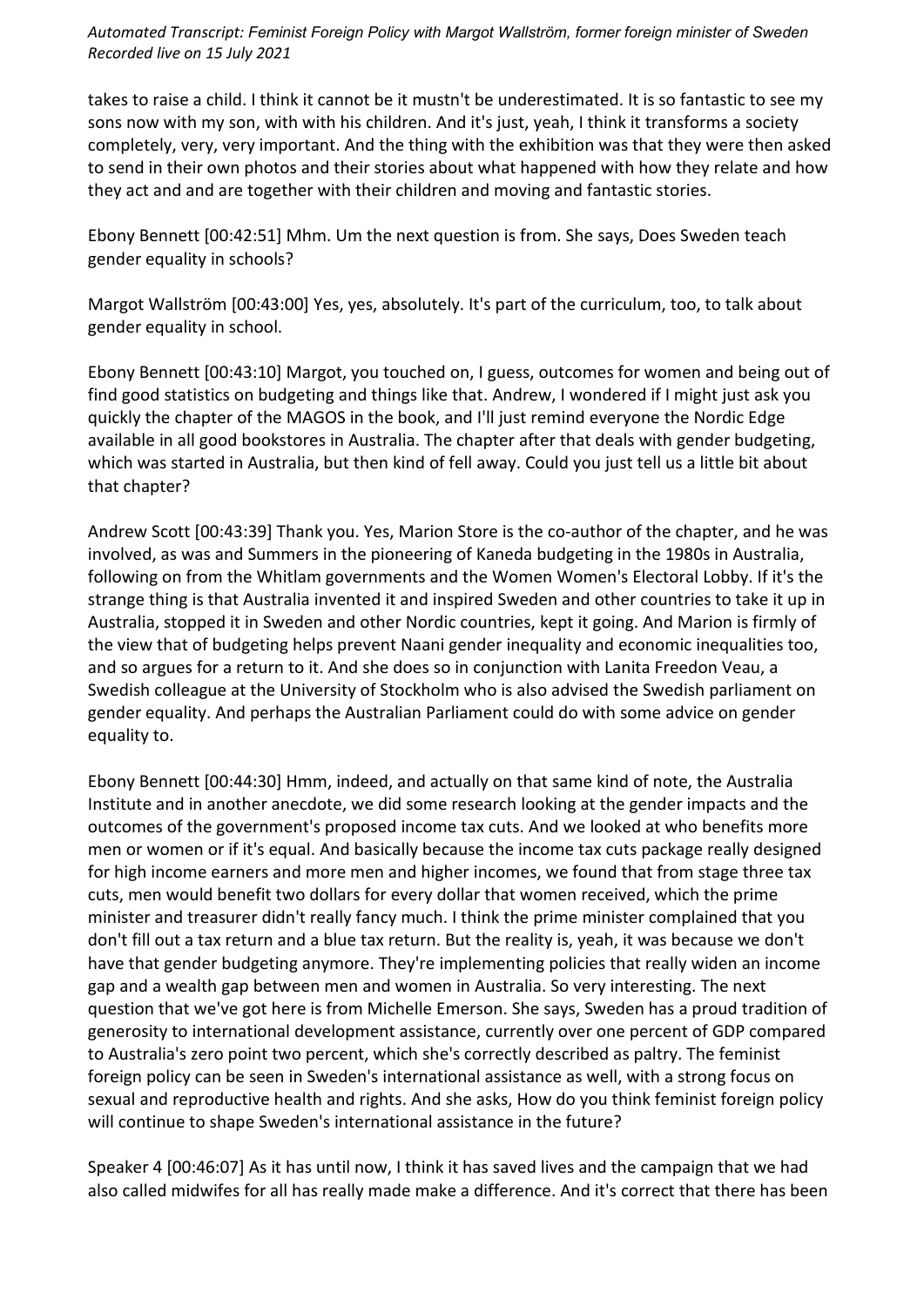takes to raise a child. I think it cannot be it mustn't be underestimated. It is so fantastic to see my sons now with my son, with with his children. And it's just, yeah, I think it transforms a society completely, very, very important. And the thing with the exhibition was that they were then asked to send in their own photos and their stories about what happened with how they relate and how they act and and are together with their children and moving and fantastic stories.

Ebony Bennett [00:42:51] Mhm. Um the next question is from. She says, Does Sweden teach gender equality in schools?

Margot Wallström [00:43:00] Yes, yes, absolutely. It's part of the curriculum, too, to talk about gender equality in school.

Ebony Bennett [00:43:10] Margot, you touched on, I guess, outcomes for women and being out of find good statistics on budgeting and things like that. Andrew, I wondered if I might just ask you quickly the chapter of the MAGOS in the book, and I'll just remind everyone the Nordic Edge available in all good bookstores in Australia. The chapter after that deals with gender budgeting, which was started in Australia, but then kind of fell away. Could you just tell us a little bit about that chapter?

Andrew Scott [00:43:39] Thank you. Yes, Marion Store is the co-author of the chapter, and he was involved, as was and Summers in the pioneering of Kaneda budgeting in the 1980s in Australia, following on from the Whitlam governments and the Women Women's Electoral Lobby. If it's the strange thing is that Australia invented it and inspired Sweden and other countries to take it up in Australia, stopped it in Sweden and other Nordic countries, kept it going. And Marion is firmly of the view that of budgeting helps prevent Naani gender inequality and economic inequalities too, and so argues for a return to it. And she does so in conjunction with Lanita Freedon Veau, a Swedish colleague at the University of Stockholm who is also advised the Swedish parliament on gender equality. And perhaps the Australian Parliament could do with some advice on gender equality to.

Ebony Bennett [00:44:30] Hmm, indeed, and actually on that same kind of note, the Australia Institute and in another anecdote, we did some research looking at the gender impacts and the outcomes of the government's proposed income tax cuts. And we looked at who benefits more men or women or if it's equal. And basically because the income tax cuts package really designed for high income earners and more men and higher incomes, we found that from stage three tax cuts, men would benefit two dollars for every dollar that women received, which the prime minister and treasurer didn't really fancy much. I think the prime minister complained that you don't fill out a tax return and a blue tax return. But the reality is, yeah, it was because we don't have that gender budgeting anymore. They're implementing policies that really widen an income gap and a wealth gap between men and women in Australia. So very interesting. The next question that we've got here is from Michelle Emerson. She says, Sweden has a proud tradition of generosity to international development assistance, currently over one percent of GDP compared to Australia's zero point two percent, which she's correctly described as paltry. The feminist foreign policy can be seen in Sweden's international assistance as well, with a strong focus on sexual and reproductive health and rights. And she asks, How do you think feminist foreign policy will continue to shape Sweden's international assistance in the future?

Speaker 4 [00:46:07] As it has until now, I think it has saved lives and the campaign that we had also called midwifes for all has really made make a difference. And it's correct that there has been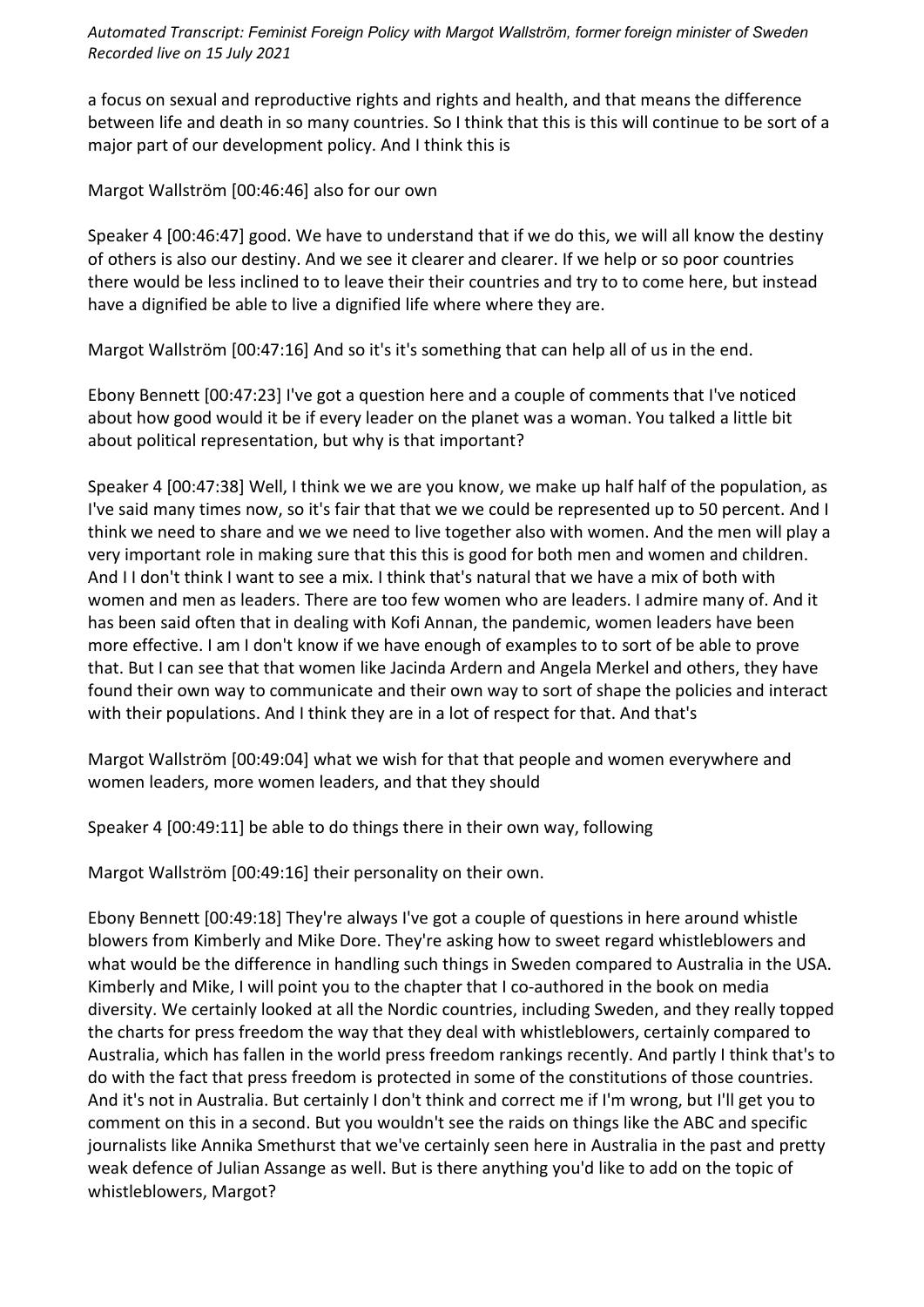a focus on sexual and reproductive rights and rights and health, and that means the difference between life and death in so many countries. So I think that this is this will continue to be sort of a major part of our development policy. And I think this is

Margot Wallström [00:46:46] also for our own

Speaker 4 [00:46:47] good. We have to understand that if we do this, we will all know the destiny of others is also our destiny. And we see it clearer and clearer. If we help or so poor countries there would be less inclined to to leave their their countries and try to to come here, but instead have a dignified be able to live a dignified life where where they are.

Margot Wallström [00:47:16] And so it's it's something that can help all of us in the end.

Ebony Bennett [00:47:23] I've got a question here and a couple of comments that I've noticed about how good would it be if every leader on the planet was a woman. You talked a little bit about political representation, but why is that important?

Speaker 4 [00:47:38] Well, I think we we are you know, we make up half half of the population, as I've said many times now, so it's fair that that we we could be represented up to 50 percent. And I think we need to share and we we need to live together also with women. And the men will play a very important role in making sure that this this is good for both men and women and children. And I I don't think I want to see a mix. I think that's natural that we have a mix of both with women and men as leaders. There are too few women who are leaders. I admire many of. And it has been said often that in dealing with Kofi Annan, the pandemic, women leaders have been more effective. I am I don't know if we have enough of examples to to sort of be able to prove that. But I can see that that women like Jacinda Ardern and Angela Merkel and others, they have found their own way to communicate and their own way to sort of shape the policies and interact with their populations. And I think they are in a lot of respect for that. And that's

Margot Wallström [00:49:04] what we wish for that that people and women everywhere and women leaders, more women leaders, and that they should

Speaker 4 [00:49:11] be able to do things there in their own way, following

Margot Wallström [00:49:16] their personality on their own.

Ebony Bennett [00:49:18] They're always I've got a couple of questions in here around whistle blowers from Kimberly and Mike Dore. They're asking how to sweet regard whistleblowers and what would be the difference in handling such things in Sweden compared to Australia in the USA. Kimberly and Mike, I will point you to the chapter that I co-authored in the book on media diversity. We certainly looked at all the Nordic countries, including Sweden, and they really topped the charts for press freedom the way that they deal with whistleblowers, certainly compared to Australia, which has fallen in the world press freedom rankings recently. And partly I think that's to do with the fact that press freedom is protected in some of the constitutions of those countries. And it's not in Australia. But certainly I don't think and correct me if I'm wrong, but I'll get you to comment on this in a second. But you wouldn't see the raids on things like the ABC and specific journalists like Annika Smethurst that we've certainly seen here in Australia in the past and pretty weak defence of Julian Assange as well. But is there anything you'd like to add on the topic of whistleblowers, Margot?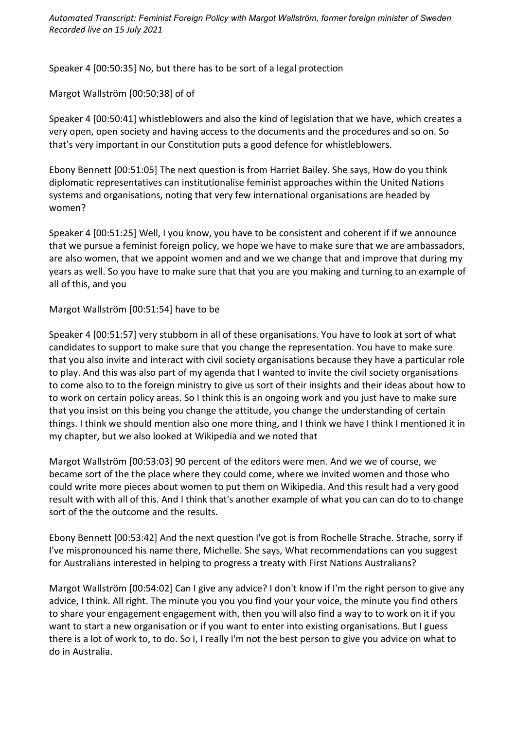*Automated Transcript: Feminist Foreign Policy with Margot Wallström, former foreign minister of Sweden Recorded live on 15 July 2021*

Speaker 4 [00:50:35] No, but there has to be sort of a legal protection

Margot Wallström [00:50:38] of of

Speaker 4 [00:50:41] whistleblowers and also the kind of legislation that we have, which creates a very open, open society and having access to the documents and the procedures and so on. So that's very important in our Constitution puts a good defence for whistleblowers.

Ebony Bennett [00:51:05] The next question is from Harriet Bailey. She says, How do you think diplomatic representatives can institutionalise feminist approaches within the United Nations systems and organisations, noting that very few international organisations are headed by women?

Speaker 4 [00:51:25] Well, I you know, you have to be consistent and coherent if if we announce that we pursue a feminist foreign policy, we hope we have to make sure that we are ambassadors, are also women, that we appoint women and and we we change that and improve that during my years as well. So you have to make sure that that you are you making and turning to an example of all of this, and you

Margot Wallström [00:51:54] have to be

Speaker 4 [00:51:57] very stubborn in all of these organisations. You have to look at sort of what candidates to support to make sure that you change the representation. You have to make sure that you also invite and interact with civil society organisations because they have a particular role to play. And this was also part of my agenda that I wanted to invite the civil society organisations to come also to to the foreign ministry to give us sort of their insights and their ideas about how to to work on certain policy areas. So I think this is an ongoing work and you just have to make sure that you insist on this being you change the attitude, you change the understanding of certain things. I think we should mention also one more thing, and I think we have I think I mentioned it in my chapter, but we also looked at Wikipedia and we noted that

Margot Wallström [00:53:03] 90 percent of the editors were men. And we we of course, we became sort of the the place where they could come, where we invited women and those who could write more pieces about women to put them on Wikipedia. And this result had a very good result with with all of this. And I think that's another example of what you can can do to to change sort of the the outcome and the results.

Ebony Bennett [00:53:42] And the next question I've got is from Rochelle Strache. Strache, sorry if I've mispronounced his name there, Michelle. She says, What recommendations can you suggest for Australians interested in helping to progress a treaty with First Nations Australians?

Margot Wallström [00:54:02] Can I give any advice? I don't know if I'm the right person to give any advice, I think. All right. The minute you you you find your your voice, the minute you find others to share your engagement engagement with, then you will also find a way to to work on it if you want to start a new organisation or if you want to enter into existing organisations. But I guess there is a lot of work to, to do. So I, I really I'm not the best person to give you advice on what to do in Australia.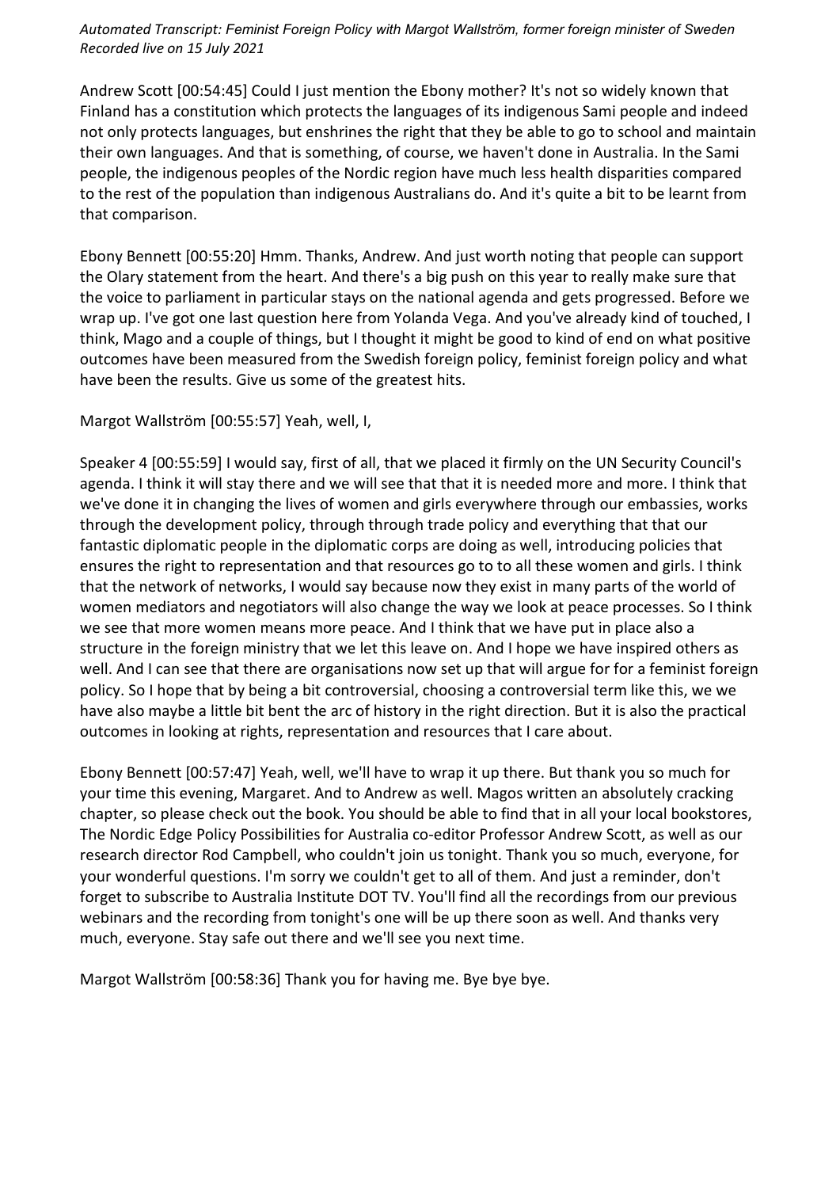Andrew Scott [00:54:45] Could I just mention the Ebony mother? It's not so widely known that Finland has a constitution which protects the languages of its indigenous Sami people and indeed not only protects languages, but enshrines the right that they be able to go to school and maintain their own languages. And that is something, of course, we haven't done in Australia. In the Sami people, the indigenous peoples of the Nordic region have much less health disparities compared to the rest of the population than indigenous Australians do. And it's quite a bit to be learnt from that comparison.

Ebony Bennett [00:55:20] Hmm. Thanks, Andrew. And just worth noting that people can support the Olary statement from the heart. And there's a big push on this year to really make sure that the voice to parliament in particular stays on the national agenda and gets progressed. Before we wrap up. I've got one last question here from Yolanda Vega. And you've already kind of touched, I think, Mago and a couple of things, but I thought it might be good to kind of end on what positive outcomes have been measured from the Swedish foreign policy, feminist foreign policy and what have been the results. Give us some of the greatest hits.

Margot Wallström [00:55:57] Yeah, well, I,

Speaker 4 [00:55:59] I would say, first of all, that we placed it firmly on the UN Security Council's agenda. I think it will stay there and we will see that that it is needed more and more. I think that we've done it in changing the lives of women and girls everywhere through our embassies, works through the development policy, through through trade policy and everything that that our fantastic diplomatic people in the diplomatic corps are doing as well, introducing policies that ensures the right to representation and that resources go to to all these women and girls. I think that the network of networks, I would say because now they exist in many parts of the world of women mediators and negotiators will also change the way we look at peace processes. So I think we see that more women means more peace. And I think that we have put in place also a structure in the foreign ministry that we let this leave on. And I hope we have inspired others as well. And I can see that there are organisations now set up that will argue for for a feminist foreign policy. So I hope that by being a bit controversial, choosing a controversial term like this, we we have also maybe a little bit bent the arc of history in the right direction. But it is also the practical outcomes in looking at rights, representation and resources that I care about.

Ebony Bennett [00:57:47] Yeah, well, we'll have to wrap it up there. But thank you so much for your time this evening, Margaret. And to Andrew as well. Magos written an absolutely cracking chapter, so please check out the book. You should be able to find that in all your local bookstores, The Nordic Edge Policy Possibilities for Australia co-editor Professor Andrew Scott, as well as our research director Rod Campbell, who couldn't join us tonight. Thank you so much, everyone, for your wonderful questions. I'm sorry we couldn't get to all of them. And just a reminder, don't forget to subscribe to Australia Institute DOT TV. You'll find all the recordings from our previous webinars and the recording from tonight's one will be up there soon as well. And thanks very much, everyone. Stay safe out there and we'll see you next time.

Margot Wallström [00:58:36] Thank you for having me. Bye bye bye.